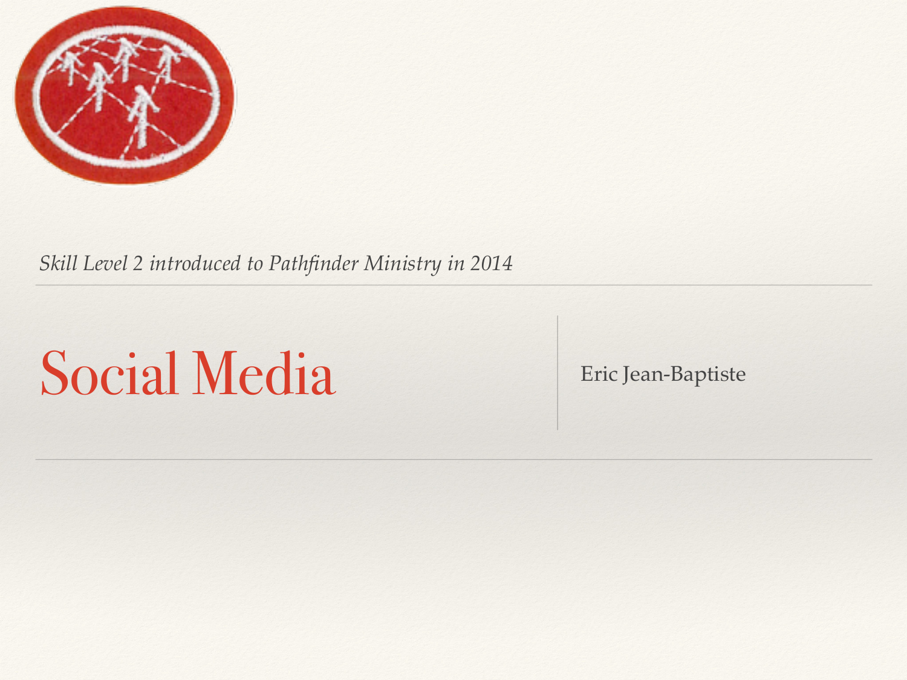*Skill Level 2 introduced to Pathfinder Ministry in 2014*

# Social Media

Eric Jean-Baptiste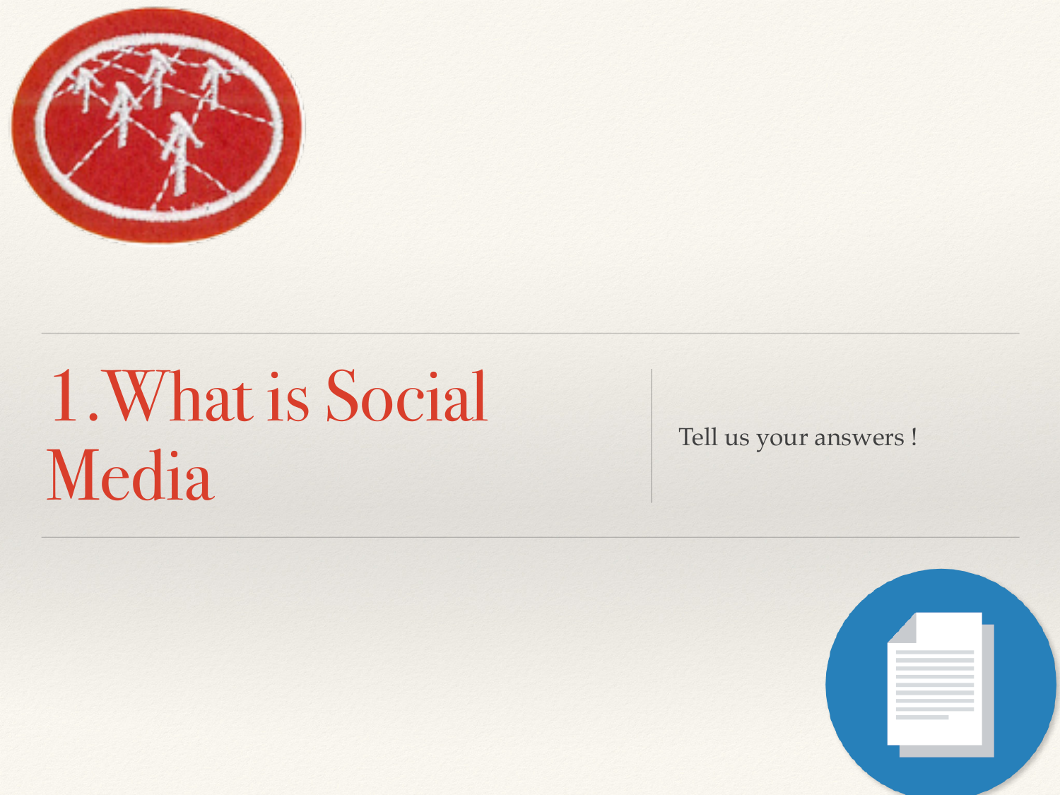# 1. What is Social Media

Tell us your answers !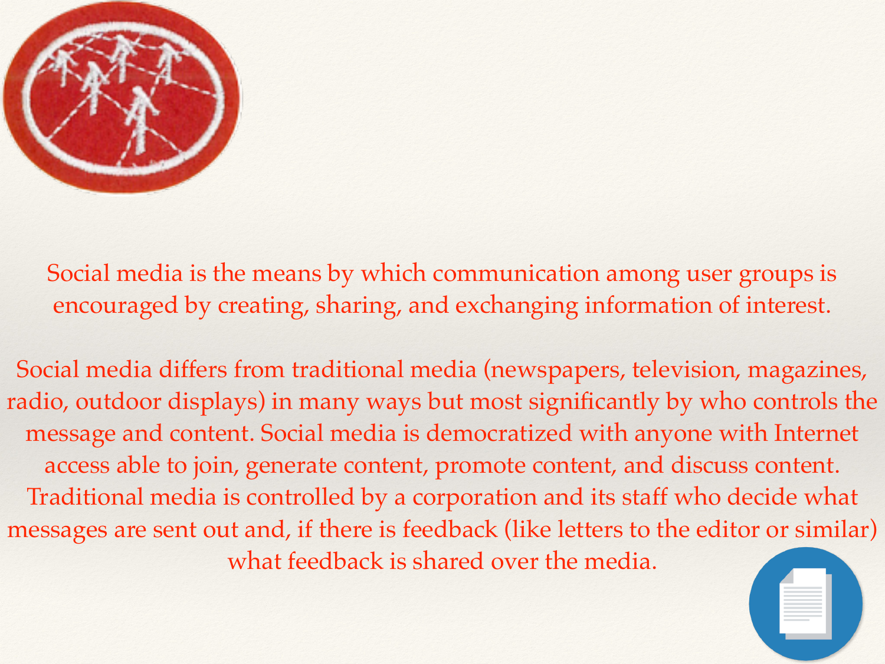Social media is the means by which communication among user groups is encouraged by creating, sharing, and exchanging information of interest.

Social media differs from traditional media (newspapers, television, magazines, radio, outdoor displays) in many ways but most significantly by who controls the message and content. Social media is democratized with anyone with Internet access able to join, generate content, promote content, and discuss content. Traditional media is controlled by a corporation and its staff who decide what messages are sent out and, if there is feedback (like letters to the editor or similar) what feedback is shared over the media.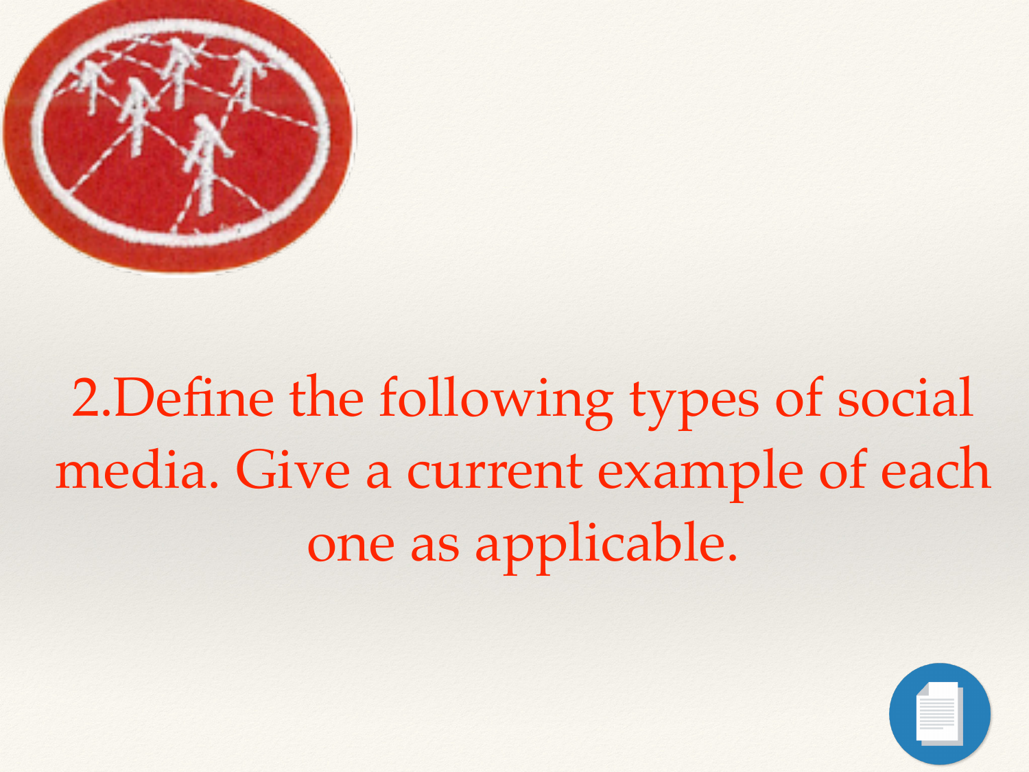2.Define the following types of social media. Give a current example of each one as applicable.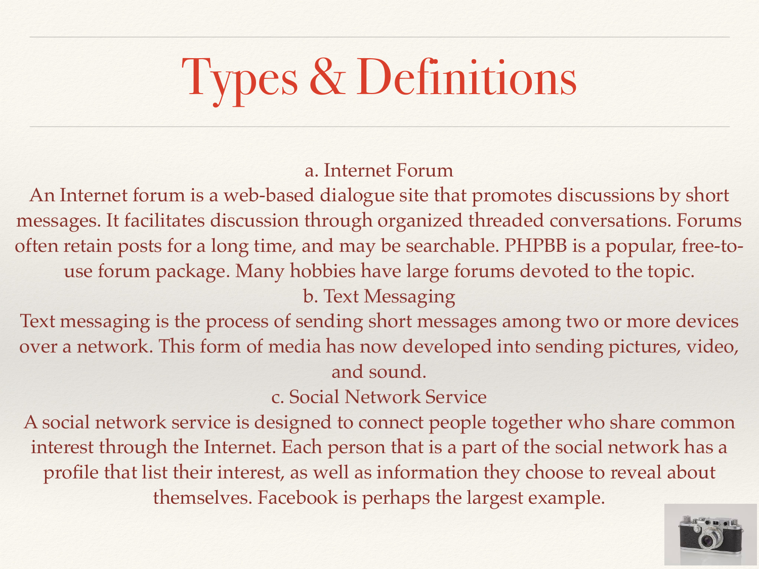# Types & Definitions

a. Internet Forum

An Internet forum is a web-based dialogue site that promotes discussions by short messages. It facilitates discussion through organized threaded conversations. Forums often retain posts for a long time, and may be searchable. PHPBB is a popular, free-to-use forum package. Many hobbies have large forums devoted to the topic.

b. Text Messaging

Text messaging is the process of sending short messages among two or more devices over a network. This form of media has now developed into sending pictures, video, and sound.

c. Social Network Service

A social network service is designed to connect people together who share common interest through the Internet. Each person that is a part of the social network has a profile that list their interest, as well as information they choose to reveal about themselves. Facebook is perhaps the largest example.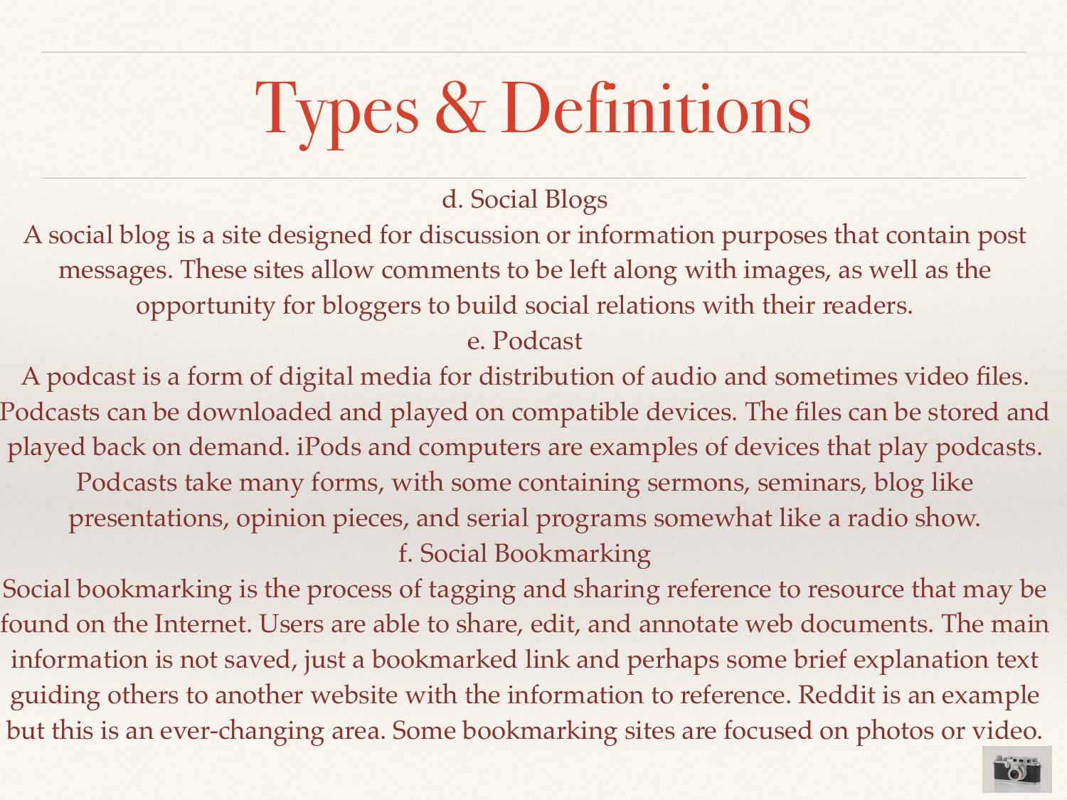# Types & Definitions

d. Social Blogs

A social blog is a site designed for discussion or information purposes that contain post messages. These sites allow comments to be left along with images, as well as the opportunity for bloggers to build social relations with their readers.

e. Podcast

A podcast is a form of digital media for distribution of audio and sometimes video files. Podcasts can be downloaded and played on compatible devices. The files can be stored and played back on demand. iPods and computers are examples of devices that play podcasts. Podcasts take many forms, with some containing sermons, seminars, blog like presentations, opinion pieces, and serial programs somewhat like a radio show.

f. Social Bookmarking

Social bookmarking is the process of tagging and sharing reference to resource that may be found on the Internet. Users are able to share, edit, and annotate web documents. The main information is not saved, just a bookmarked link and perhaps some brief explanation text guiding others to another website with the information to reference. Reddit is an example but this is an ever-changing area. Some bookmarking sites are focused on photos or video.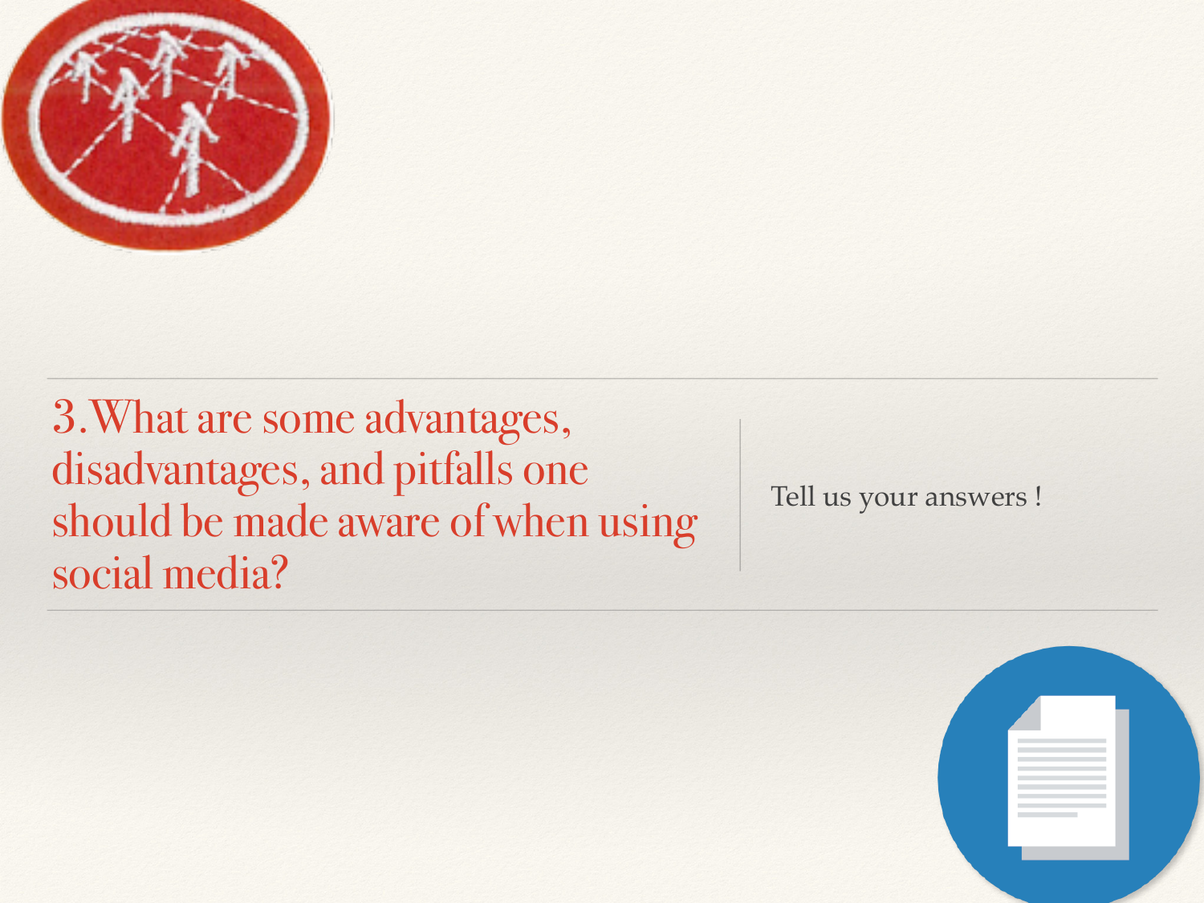## 3. What are some advantages, disadvantages, and pitfalls one should be made aware of when using social media?

Tell us your answers !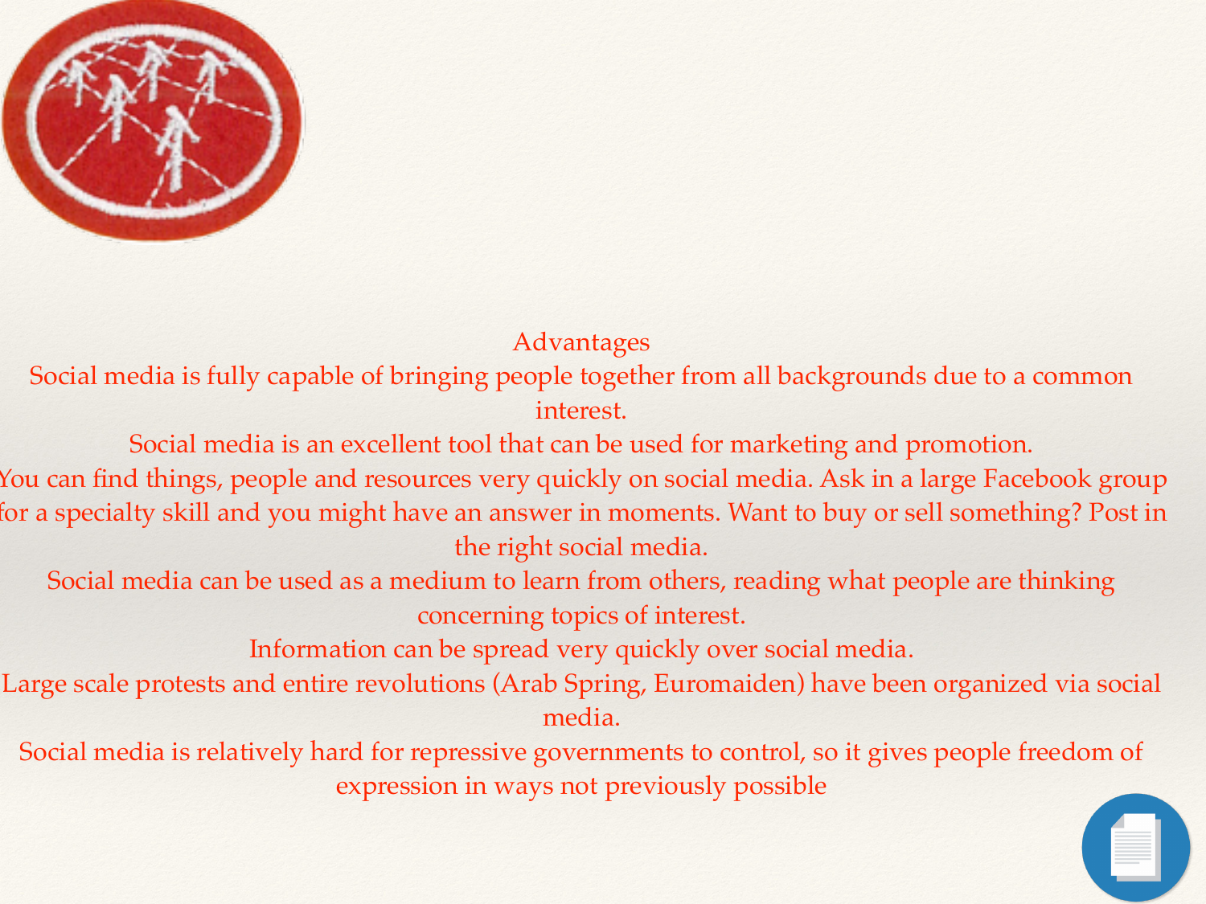## Advantages

Social media is fully capable of bringing people together from all backgrounds due to a common interest.

Social media is an excellent tool that can be used for marketing and promotion.

You can find things, people and resources very quickly on social media. Ask in a large Facebook group for a specialty skill and you might have an answer in moments. Want to buy or sell something? Post in the right social media.

Social media can be used as a medium to learn from others, reading what people are thinking concerning topics of interest.

Information can be spread very quickly over social media.

Large scale protests and entire revolutions (Arab Spring, Euromaiden) have been organized via social media.

Social media is relatively hard for repressive governments to control, so it gives people freedom of expression in ways not previously possible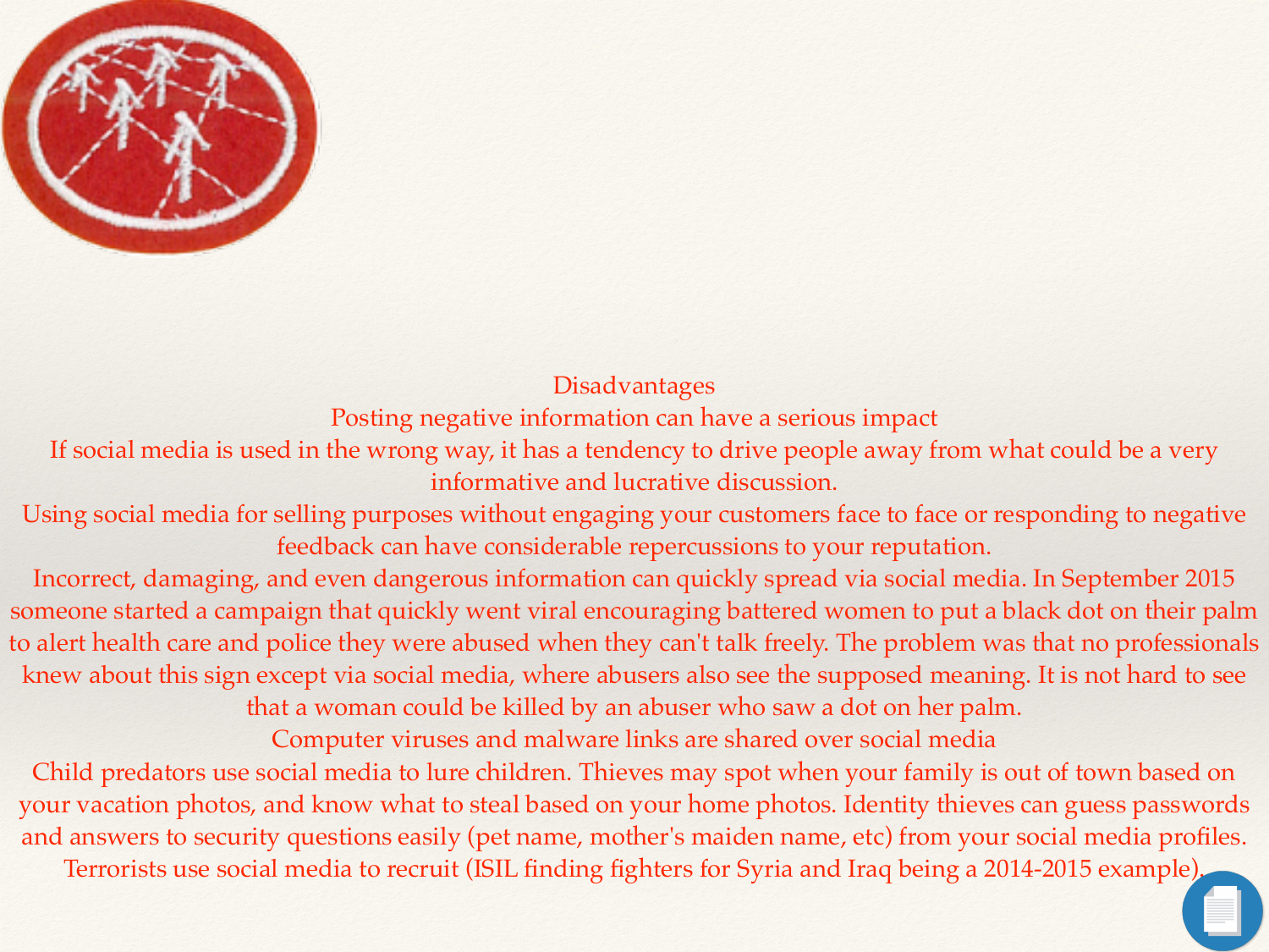## Disadvantages

Posting negative information can have a serious impact

If social media is used in the wrong way, it has a tendency to drive people away from what could be a very informative and lucrative discussion.

Using social media for selling purposes without engaging your customers face to face or responding to negative feedback can have considerable repercussions to your reputation.

Incorrect, damaging, and even dangerous information can quickly spread via social media. In September 2015 someone started a campaign that quickly went viral encouraging battered women to put a black dot on their palm to alert health care and police they were abused when they can't talk freely. The problem was that no professionals knew about this sign except via social media, where abusers also see the supposed meaning. It is not hard to see that a woman could be killed by an abuser who saw a dot on her palm.

Computer viruses and malware links are shared over social media

Child predators use social media to lure children. Thieves may spot when your family is out of town based on your vacation photos, and know what to steal based on your home photos. Identity thieves can guess passwords and answers to security questions easily (pet name, mother's maiden name, etc) from your social media profiles.

Terrorists use social media to recruit (ISIL finding fighters for Syria and Iraq being a 2014-2015 example).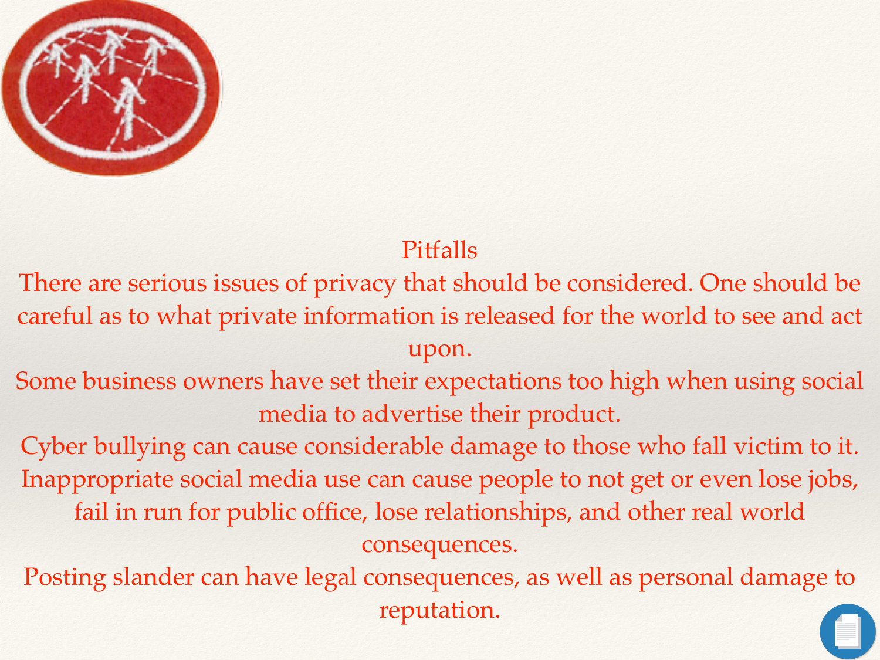## Pitfalls

There are serious issues of privacy that should be considered. One should be careful as to what private information is released for the world to see and act upon.

Some business owners have set their expectations too high when using social media to advertise their product.

Cyber bullying can cause considerable damage to those who fall victim to it.

Inappropriate social media use can cause people to not get or even lose jobs, fail in run for public office, lose relationships, and other real world consequences.

Posting slander can have legal consequences, as well as personal damage to reputation.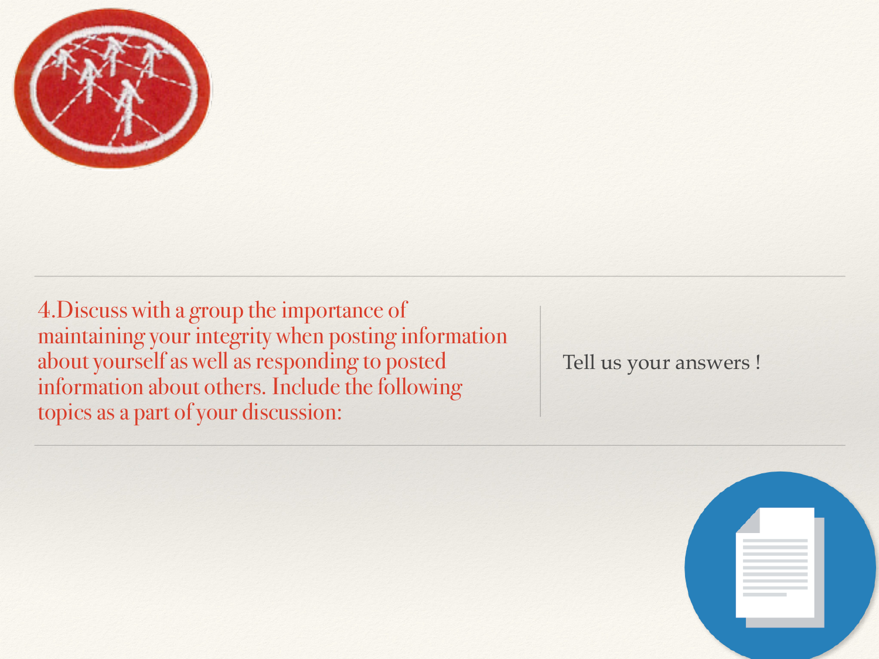4.Discuss with a group the importance of maintaining your integrity when posting information about yourself as well as responding to posted information about others. Include the following topics as a part of your discussion:

Tell us your answers !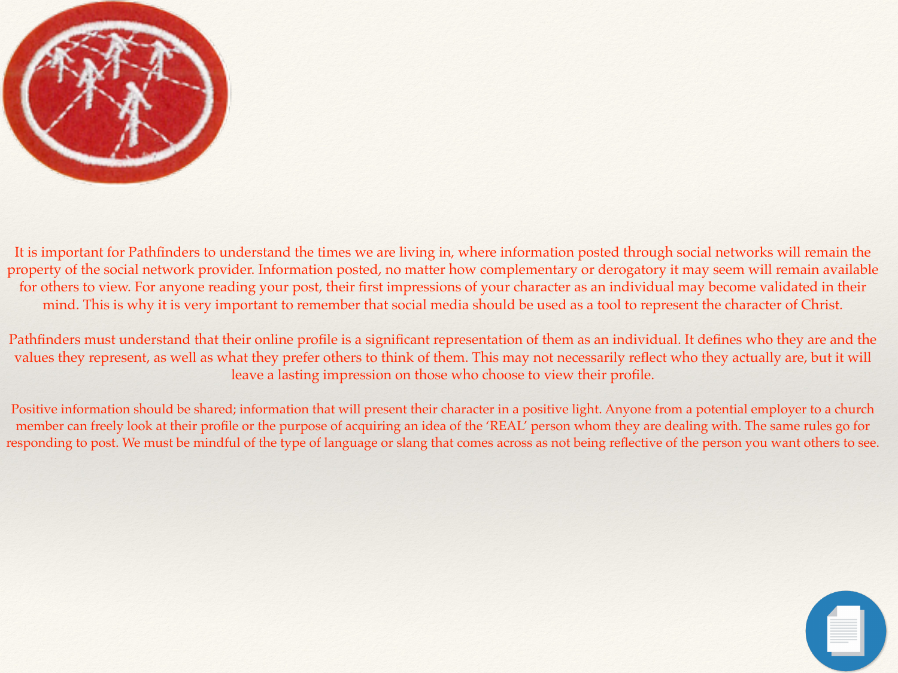It is important for Pathfinders to understand the times we are living in, where information posted through social networks will remain the property of the social network provider. Information posted, no matter how complementary or derogatory it may seem will remain available for others to view. For anyone reading your post, their first impressions of your character as an individual may become validated in their mind. This is why it is very important to remember that social media should be used as a tool to represent the character of Christ.

Pathfinders must understand that their online profile is a significant representation of them as an individual. It defines who they are and the values they represent, as well as what they prefer others to think of them. This may not necessarily reflect who they actually are, but it will leave a lasting impression on those who choose to view their profile.

Positive information should be shared; information that will present their character in a positive light. Anyone from a potential employer to a church member can freely look at their profile or the purpose of acquiring an idea of the 'REAL' person whom they are dealing with. The same rules go for responding to post. We must be mindful of the type of language or slang that comes across as not being reflective of the person you want others to see.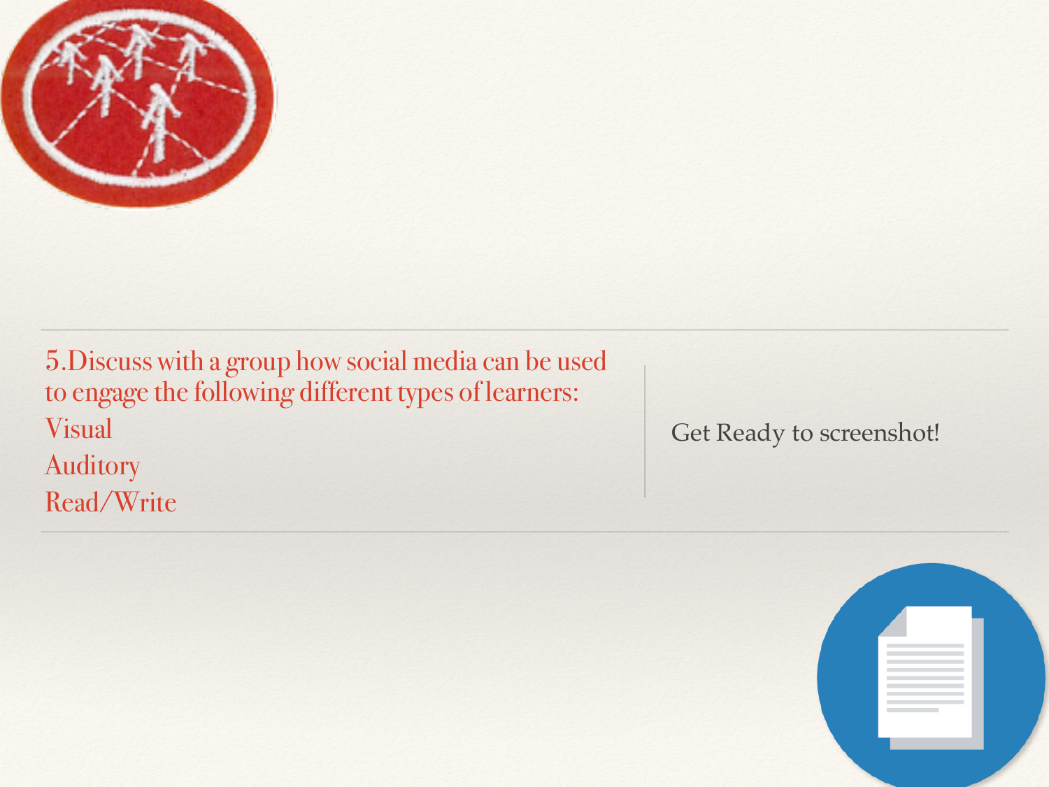5. Discuss with a group how social media can be used to engage the following different types of learners:

- Visual
- Auditory
- Read/Write

Get Ready to screenshot!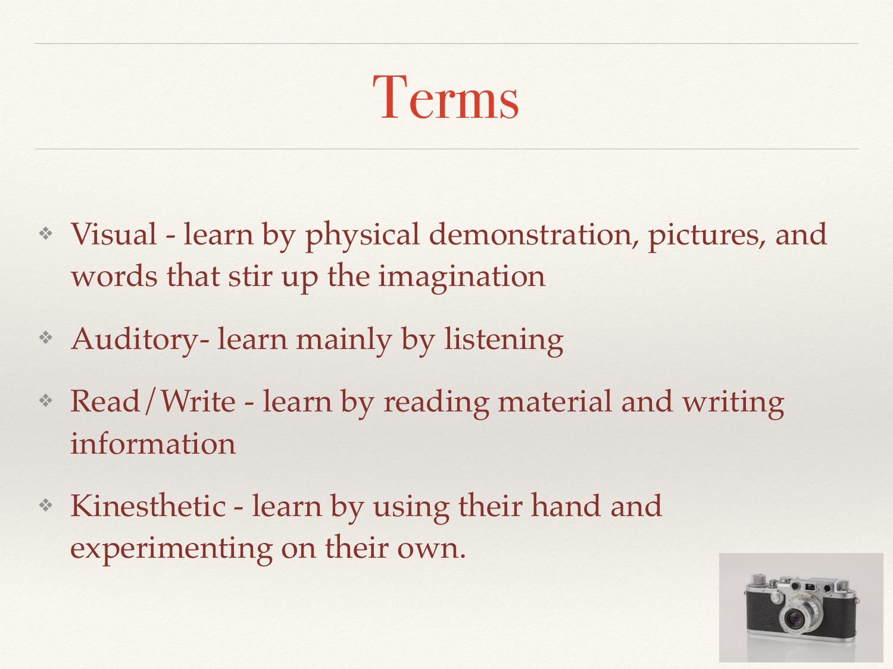# Terms

- Visual - learn by physical demonstration, pictures, and words that stir up the imagination
- Auditory- learn mainly by listening
- Read/Write - learn by reading material and writing information
- Kinesthetic - learn by using their hand and experimenting on their own.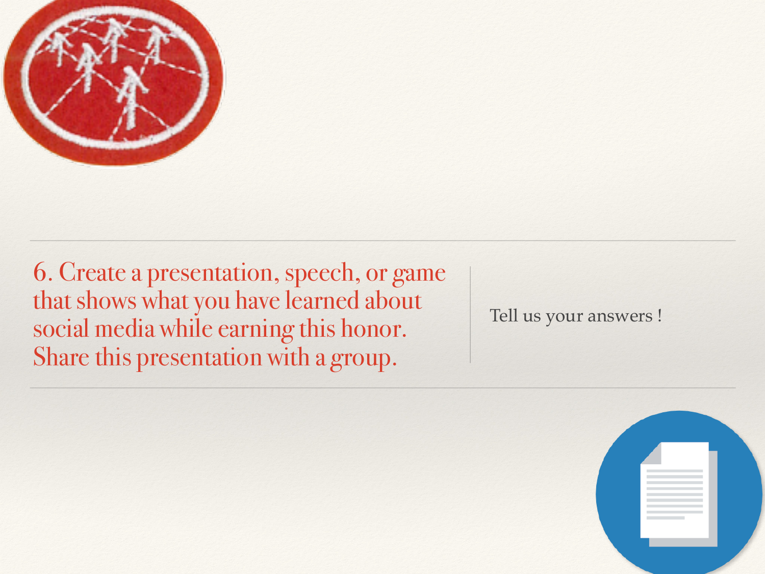6. Create a presentation, speech, or game that shows what you have learned about social media while earning this honor. Share this presentation with a group.

Tell us your answers !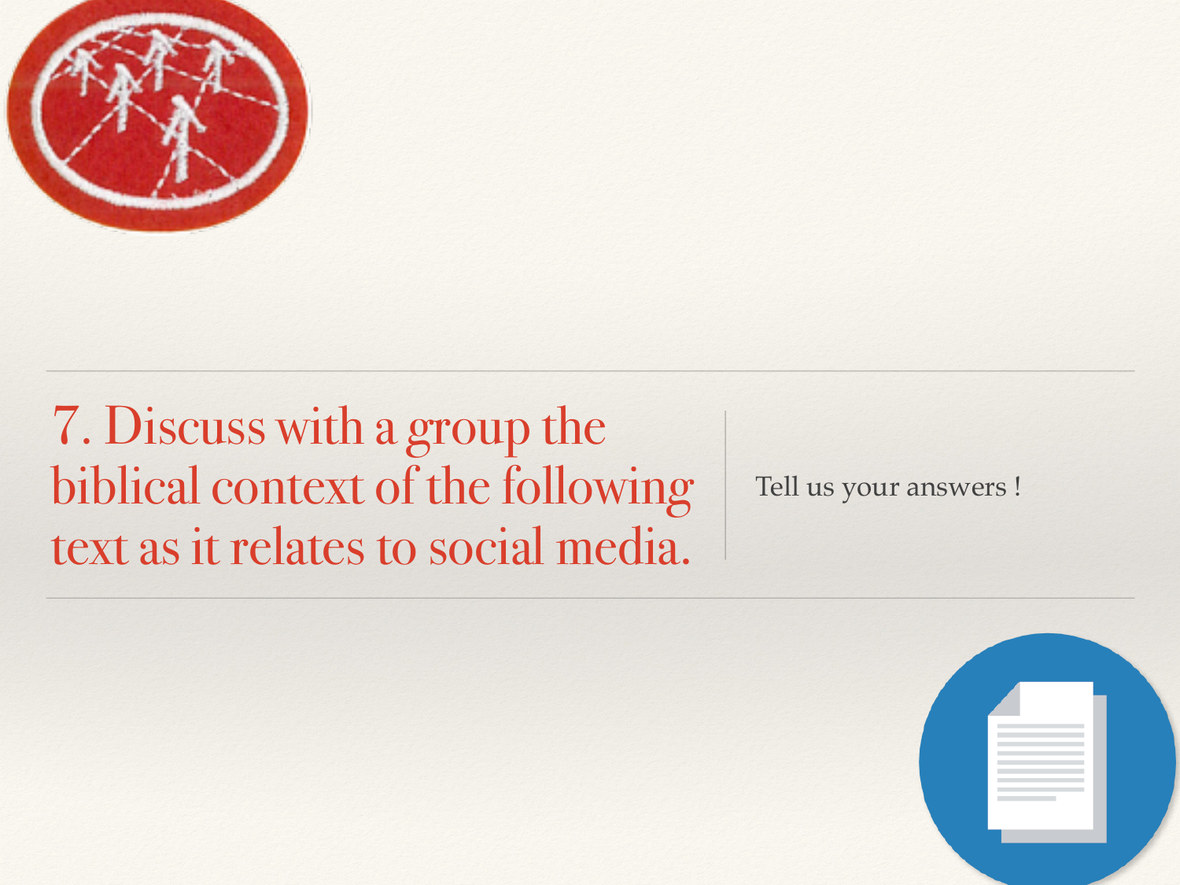## 7. Discuss with a group the biblical context of the following text as it relates to social media.

Tell us your answers !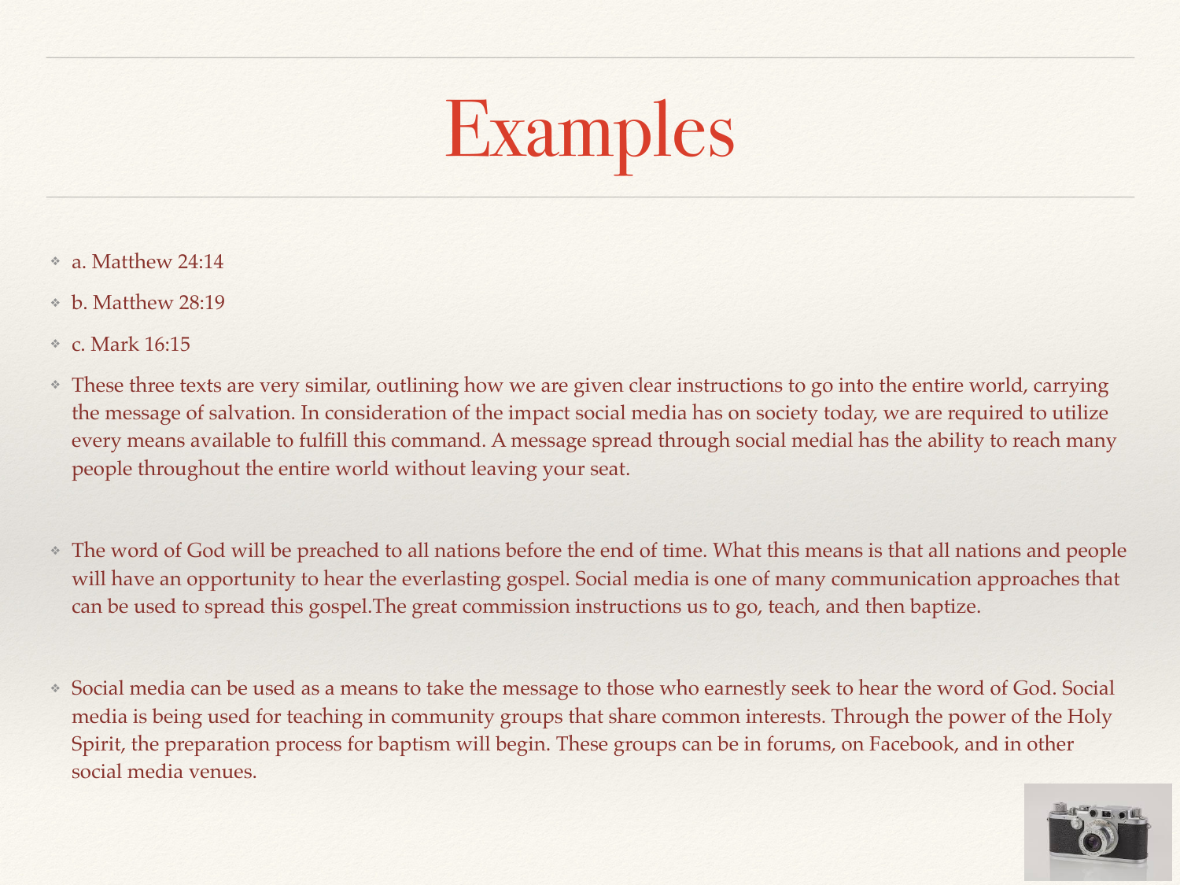# Examples

- a. Matthew 24:14
- b. Matthew 28:19
- c. Mark 16:15
- These three texts are very similar, outlining how we are given clear instructions to go into the entire world, carrying the message of salvation. In consideration of the impact social media has on society today, we are required to utilize every means available to fulfill this command. A message spread through social medial has the ability to reach many people throughout the entire world without leaving your seat.
- The word of God will be preached to all nations before the end of time. What this means is that all nations and people will have an opportunity to hear the everlasting gospel. Social media is one of many communication approaches that can be used to spread this gospel.The great commission instructions us to go, teach, and then baptize.
- Social media can be used as a means to take the message to those who earnestly seek to hear the word of God. Social media is being used for teaching in community groups that share common interests. Through the power of the Holy Spirit, the preparation process for baptism will begin. These groups can be in forums, on Facebook, and in other social media venues.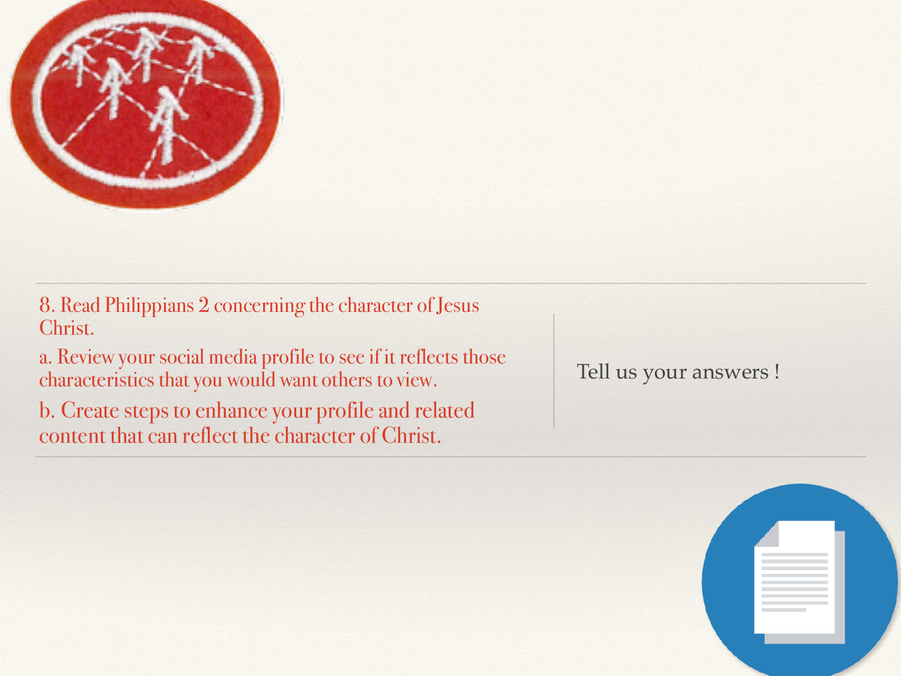8. Read Philippians 2 concerning the character of Jesus Christ.

a. Review your social media profile to see if it reflects those characteristics that you would want others to view.

b. Create steps to enhance your profile and related content that can reflect the character of Christ.

Tell us your answers !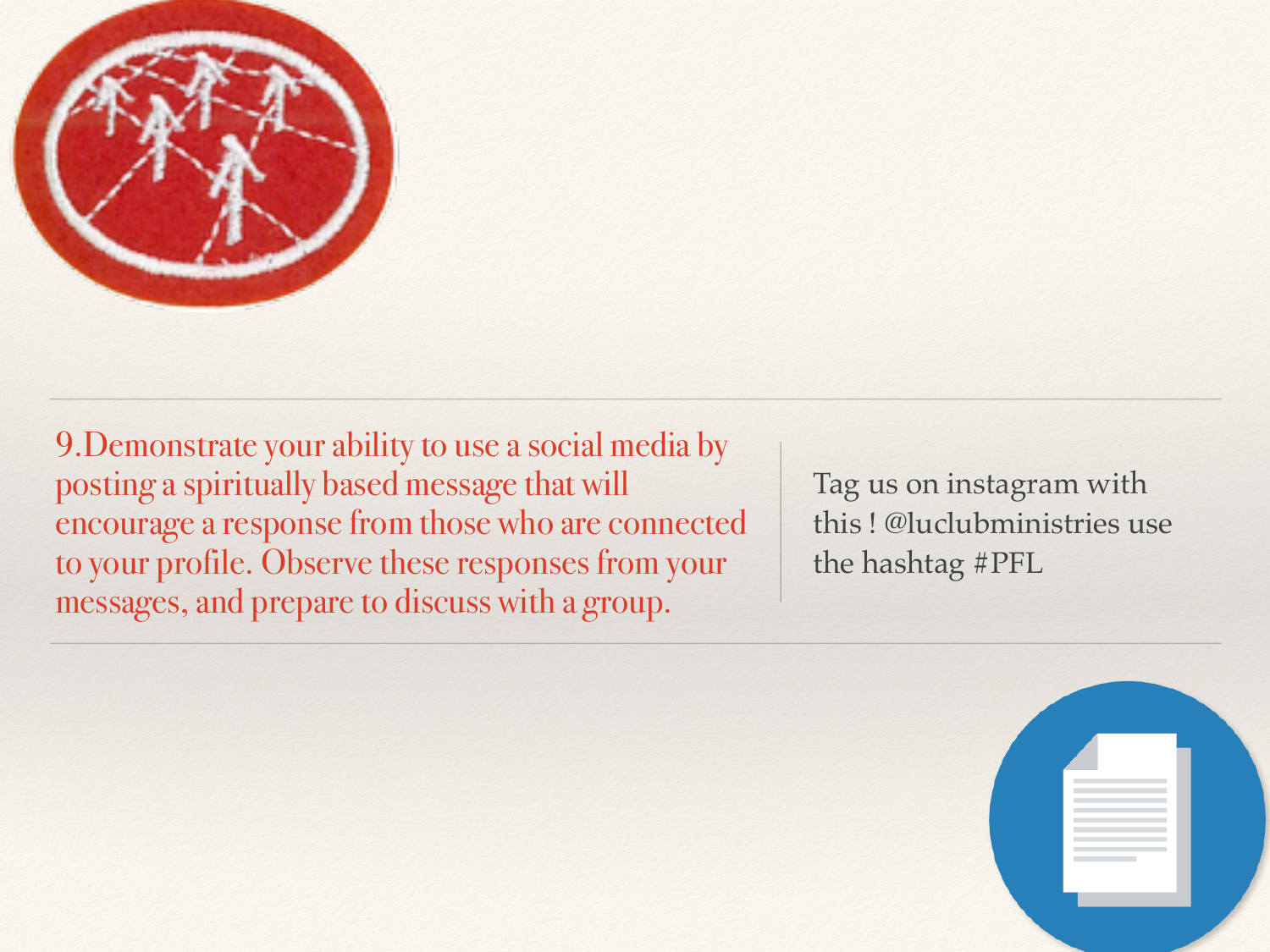9.Demonstrate your ability to use a social media by posting a spiritually based message that will encourage a response from those who are connected to your profile. Observe these responses from your messages, and prepare to discuss with a group.

Tag us on instagram with this ! @luclubministries use the hashtag #PFL